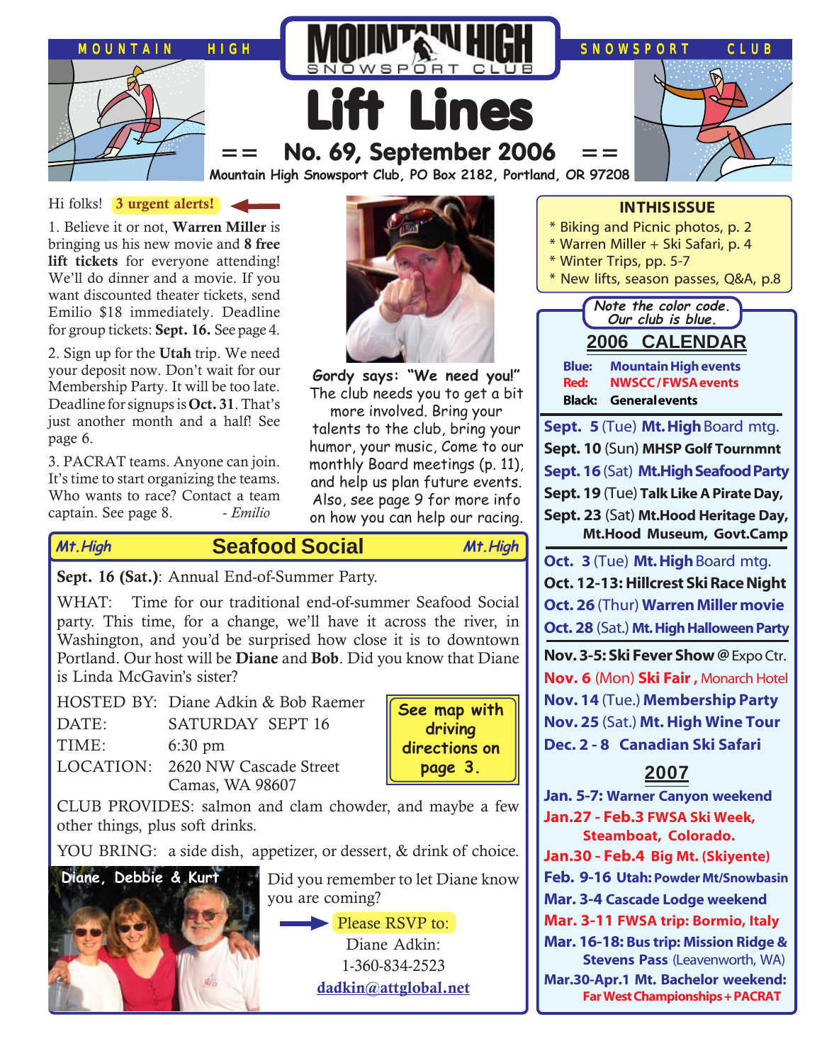MOUNTAIN HIGH SNOWSPORT CLUB

# Lift Lines

## == No. 69, September 2006 ==

**Mountain High Snowsport Club, PO Box 2182, Portland, OR 97208**

Hi folks! **3 urgent alerts!**

1. Believe it or not, **Warren Miller** is bringing us his new movie and **8 free lift tickets** for everyone attending! We'll do dinner and a movie. If you want discounted theater tickets, send Emilio $18 immediately. Deadline for group tickets: **Sept. 16.** See page 4.

2. Sign up for the **Utah** trip. We need your deposit now. Don't wait for our Membership Party. It will be too late. Deadline for signups is **Oct. 31**. That's just another month and a half! See page 6.

3. PACRAT teams. Anyone can join. It's time to start organizing the teams. Who wants to race? Contact a team captain. See page 8. *- Emilio*

**Gordy says: "We need you!"** The club needs you to get a bit more involved. Bring your talents to the club, bring your humor, your music, Come to our monthly Board meetings (p. 11), and help us plan future events. Also, see page 9 for more info on how you can help our racing.

## *Mt.High* Seafood Social *Mt.High*

**Sept. 16 (Sat.)**: Annual End-of-Summer Party.

WHAT: Time for our traditional end-of-summer Seafood Social party. This time, for a change, we'll have it across the river, in Washington, and you'd be surprised how close it is to downtown Portland. Our host will be **Diane** and **Bob**. Did you know that Diane is Linda McGavin's sister?

HOSTED BY: Diane Adkin & Bob Raemer
DATE: SATURDAY SEPT 16
TIME: 6:30 pm
LOCATION: 2620 NW Cascade Street
Camas, WA 98607

**See map with driving directions on page 3.**

CLUB PROVIDES: salmon and clam chowder, and maybe a few other things, plus soft drinks.

YOU BRING: a side dish, appetizer, or dessert, & drink of choice.

Diane, Debbie & Kurt

Did you remember to let Diane know you are coming?

Please RSVP to:
Diane Adkin:
1-360-834-2523
dadkin@attglobal.net

### IN THIS ISSUE

- Biking and Picnic photos, p. 2
- Warren Miller + Ski Safari, p. 4
- Winter Trips, pp. 5-7
- New lifts, season passes, Q&A, p.8

*Note the color code. Our club is blue.*

## 2006 CALENDAR

**Blue:** Mountain High events
**Red:** NWSCC / FWSA events
**Black:** General events

**Sept. 5** (Tue) **Mt. High** Board mtg.
**Sept. 10** (Sun) **MHSP Golf Tournmnt**
**Sept. 16** (Sat) **Mt.High Seafood Party**
**Sept. 19** (Tue) **Talk Like A Pirate Day,**
**Sept. 23** (Sat) **Mt.Hood Heritage Day, Mt.Hood Museum, Govt.Camp**

**Oct. 3** (Tue) **Mt. High** Board mtg.
**Oct. 12-13: Hillcrest Ski Race Night**
**Oct. 26** (Thur) **Warren Miller movie**
**Oct. 28** (Sat.) **Mt. High Halloween Party**

**Nov. 3-5: Ski Fever Show** @ Expo Ctr.
**Nov. 6** (Mon) **Ski Fair ,** Monarch Hotel
**Nov. 14** (Tue.) **Membership Party**
**Nov. 25** (Sat.) **Mt. High Wine Tour**
**Dec. 2 - 8 Canadian Ski Safari**

## 2007

**Jan. 5-7: Warner Canyon weekend**
**Jan.27 - Feb.3 FWSA Ski Week, Steamboat, Colorado.**
**Jan.30 - Feb.4 Big Mt. (Skiyente)**
**Feb. 9-16 Utah: Powder Mt/Snowbasin**
**Mar. 3-4 Cascade Lodge weekend**
**Mar. 3-11 FWSA trip: Bormio, Italy**
**Mar. 16-18: Bus trip: Mission Ridge & Stevens Pass** (Leavenworth, WA)
**Mar.30-Apr.1 Mt. Bachelor weekend: Far West Championships + PACRAT**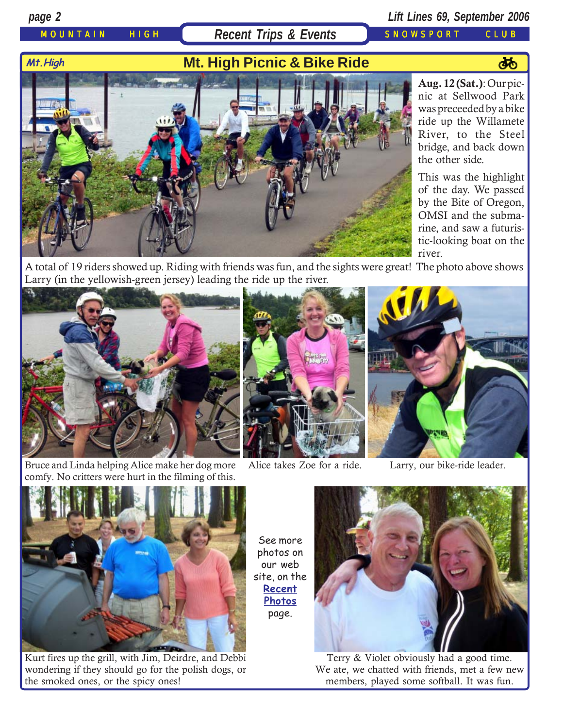MOUNTAIN HIGH | Recent Trips & Events | SNOWSPORT CLUB

## Mt. High Picnic & Bike Ride

Mt.High

**Aug. 12 (Sat.)**: Our picnic at Sellwood Park was preceeded by a bike ride up the Willamete River, to the Steel bridge, and back down the other side.

This was the highlight of the day. We passed by the Bite of Oregon, OMSI and the submarine, and saw a futuristic-looking boat on the river.

A total of 19 riders showed up. Riding with friends was fun, and the sights were great! The photo above shows Larry (in the yellowish-green jersey) leading the ride up the river.

Bruce and Linda helping Alice make her dog more comfy. No critters were hurt in the filming of this.

Alice takes Zoe for a ride.

Larry, our bike-ride leader.

Kurt fires up the grill, with Jim, Deirdre, and Debbi wondering if they should go for the polish dogs, or the smoked ones, or the spicy ones!

See more photos on our web site, on the **Recent Photos** page.

Terry & Violet obviously had a good time. We ate, we chatted with friends, met a few new members, played some softball. It was fun.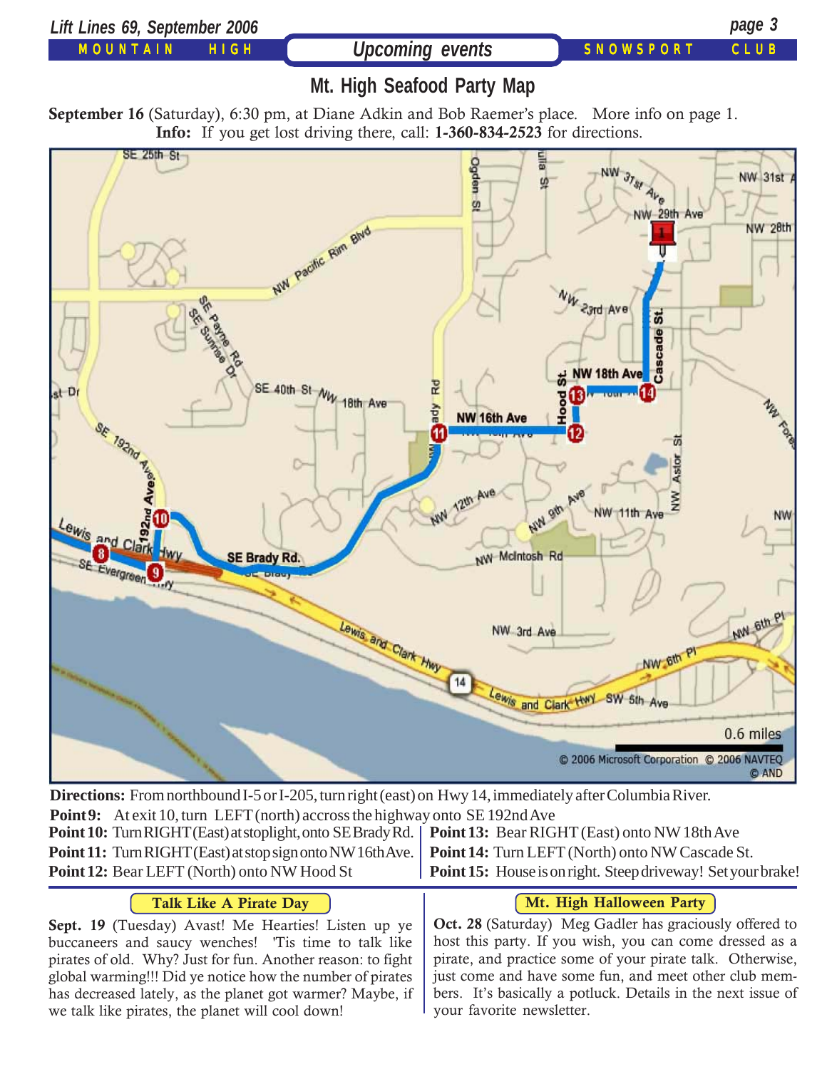## Upcoming events

# Mt. High Seafood Party Map

**September 16** (Saturday), 6:30 pm, at Diane Adkin and Bob Raemer's place. More info on page 1.
**Info:** If you get lost driving there, call: **1-360-834-2523** for directions.

**Directions:** From northbound I-5 or I-205, turn right (east) on Hwy 14, immediately after Columbia River.

**Point 9:** At exit 10, turn LEFT (north) accross the highway onto SE 192nd Ave

**Point 10:** Turn RIGHT (East) at stoplight, onto SE Brady Rd.

**Point 11:** Turn RIGHT (East) at stop sign onto NW 16th Ave.

**Point 12:** Bear LEFT (North) onto NW Hood St

**Point 13:** Bear RIGHT (East) onto NW 18th Ave

**Point 14:** Turn LEFT (North) onto NW Cascade St.

**Point 15:** House is on right. Steep driveway! Set your brake!

## Talk Like A Pirate Day

**Sept. 19** (Tuesday) Avast! Me Hearties! Listen up ye buccaneers and saucy wenches! 'Tis time to talk like pirates of old. Why? Just for fun. Another reason: to fight global warming!!! Did ye notice how the number of pirates has decreased lately, as the planet got warmer? Maybe, if we talk like pirates, the planet will cool down!

## Mt. High Halloween Party

**Oct. 28** (Saturday) Meg Gadler has graciously offered to host this party. If you wish, you can come dressed as a pirate, and practice some of your pirate talk. Otherwise, just come and have some fun, and meet other club members. It's basically a potluck. Details in the next issue of your favorite newsletter.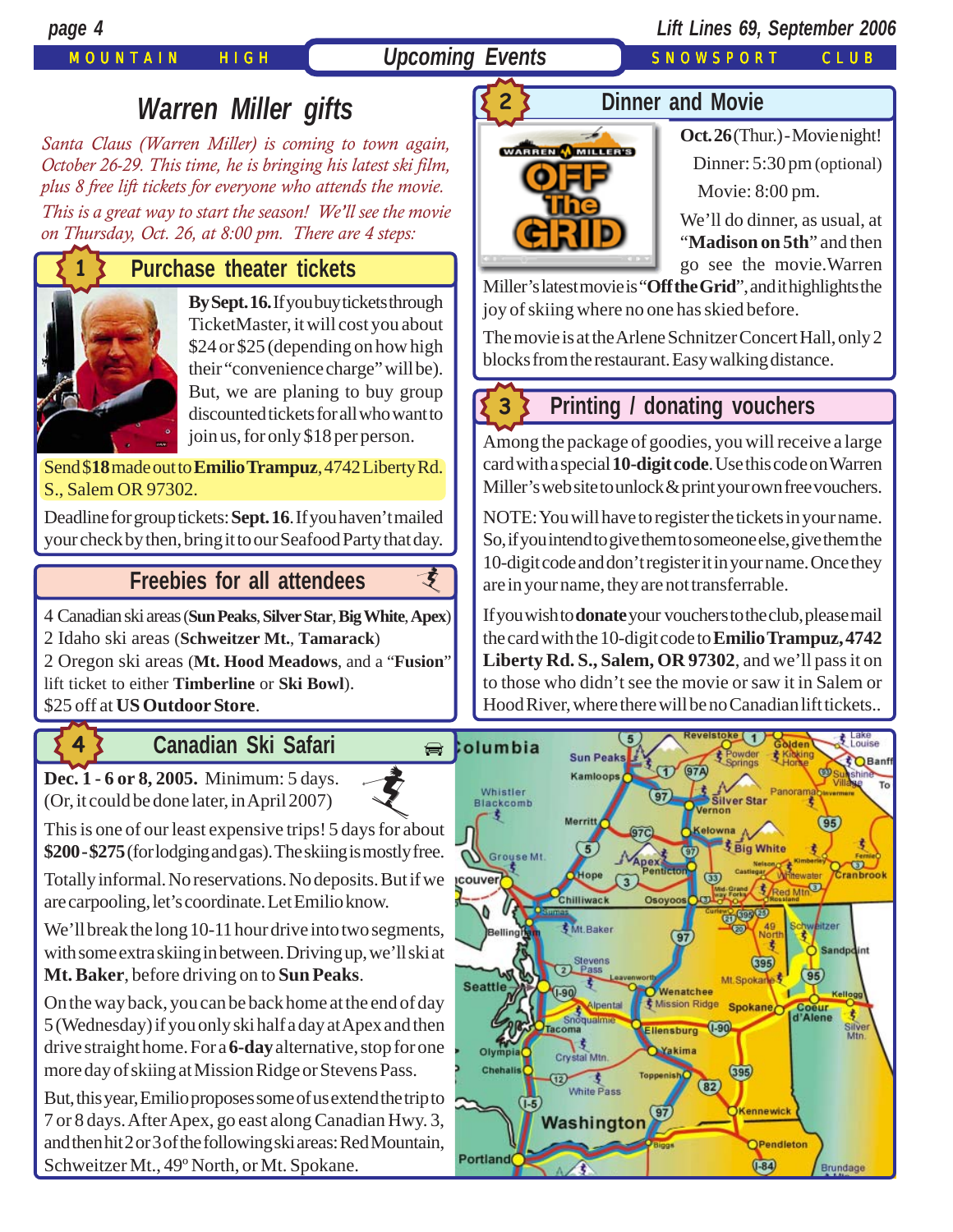# Upcoming Events

## Warren Miller gifts

*Santa Claus (Warren Miller) is coming to town again, October 26-29. This time, he is bringing his latest ski film, plus 8 free lift tickets for everyone who attends the movie.*

*This is a great way to start the season! We'll see the movie on Thursday, Oct. 26, at 8:00 pm. There are 4 steps:*

### 1 Purchase theater tickets

**By Sept. 16.** If you buy tickets through TicketMaster, it will cost you about $24 or $25 (depending on how high their "convenience charge" will be). But, we are planing to buy group discounted tickets for all who want to join us, for only $18 per person.

Send $**18** made out to **Emilio Trampuz**, 4742 Liberty Rd. S., Salem OR 97302.

Deadline for group tickets: **Sept. 16**. If you haven't mailed your check by then, bring it to our Seafood Party that day.

### Freebies for all attendees

4 Canadian ski areas (**Sun Peaks**, **Silver Star**, **Big White**, **Apex**)
2 Idaho ski areas (**Schweitzer Mt.**, **Tamarack**)
2 Oregon ski areas (**Mt. Hood Meadows**, and a "**Fusion**" lift ticket to either **Timberline** or **Ski Bowl**).
$25 off at **US Outdoor Store**.

### 2 Dinner and Movie

**Oct. 26** (Thur.) - Movie night!
Dinner: 5:30 pm (optional)
Movie: 8:00 pm.

We'll do dinner, as usual, at "**Madison on 5th**" and then go see the movie. Warren Miller's latest movie is "**Off the Grid**", and it highlights the joy of skiing where no one has skied before.

The movie is at the Arlene Schnitzer Concert Hall, only 2 blocks from the restaurant. Easy walking distance.

### 3 Printing / donating vouchers

Among the package of goodies, you will receive a large card with a special **10-digit code**. Use this code on Warren Miller's web site to unlock & print your own free vouchers.

NOTE: You will have to register the tickets in your name. So, if you intend to give them to someone else, give them the 10-digit code and don't register it in your name. Once they are in your name, they are not transferrable.

If you wish to **donate** your vouchers to the club, please mail the card with the 10-digit code to **Emilio Trampuz, 4742 Liberty Rd. S., Salem, OR 97302**, and we'll pass it on to those who didn't see the movie or saw it in Salem or Hood River, where there will be no Canadian lift tickets..

### 4 Canadian Ski Safari

**Dec. 1 - 6 or 8, 2005.** Minimum: 5 days. (Or, it could be done later, in April 2007)

This is one of our least expensive trips! 5 days for about **$200 - $275** (for lodging and gas). The skiing is mostly free.

Totally informal. No reservations. No deposits. But if we are carpooling, let's coordinate. Let Emilio know.

We'll break the long 10-11 hour drive into two segments, with some extra skiing in between. Driving up, we'll ski at **Mt. Baker**, before driving on to **Sun Peaks**.

On the way back, you can be back home at the end of day 5 (Wednesday) if you only ski half a day at Apex and then drive straight home. For a **6-day** alternative, stop for one more day of skiing at Mission Ridge or Stevens Pass.

But, this year, Emilio proposes some of us extend the trip to 7 or 8 days. After Apex, go east along Canadian Hwy. 3, and then hit 2 or 3 of the following ski areas: Red Mountain, Schweitzer Mt., 49º North, or Mt. Spokane.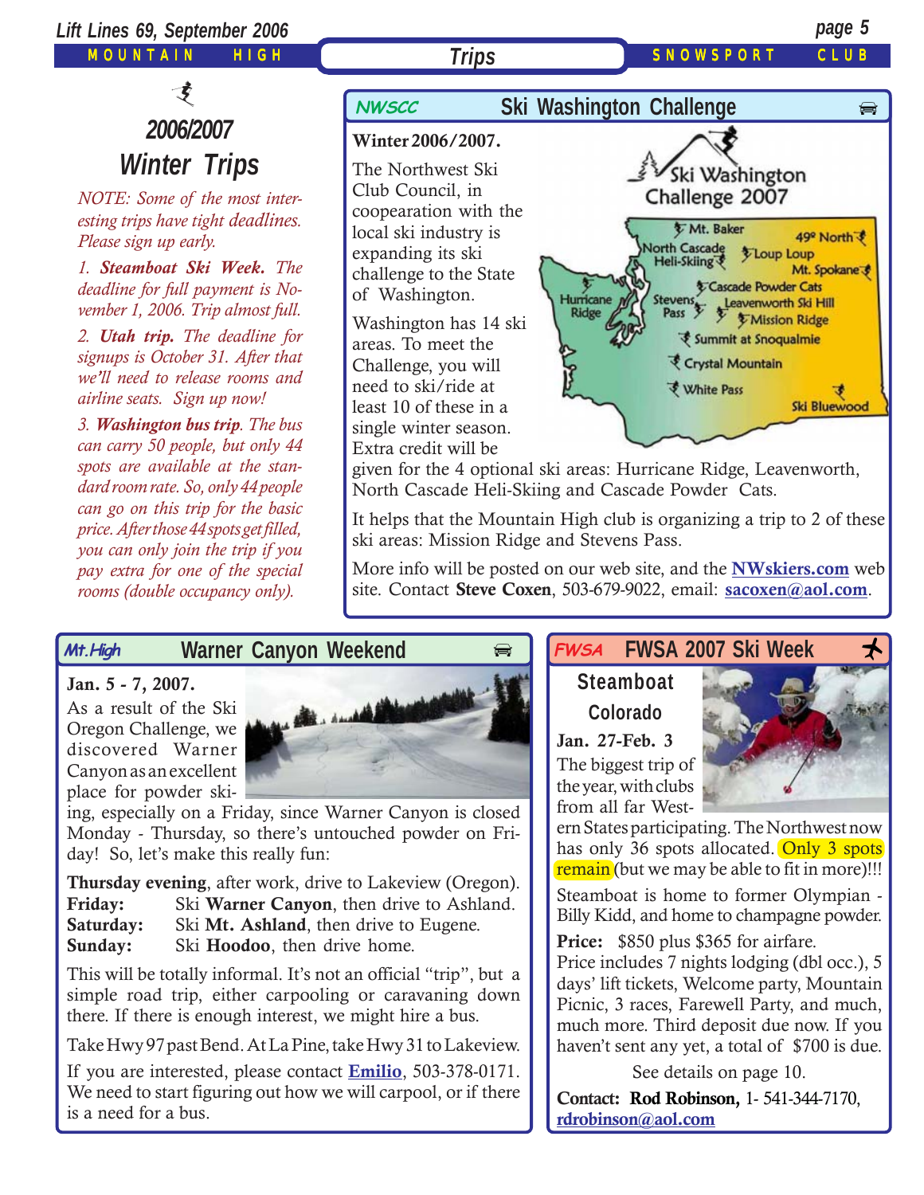# 2006/2007 Winter Trips

*NOTE: Some of the most interesting trips have tight deadlines. Please sign up early.*

*1. **Steamboat Ski Week.** The deadline for full payment is November 1, 2006. Trip almost full.*

*2. **Utah trip.** The deadline for signups is October 31. After that we'll need to release rooms and airline seats. Sign up now!*

*3. **Washington bus trip**. The bus can carry 50 people, but only 44 spots are available at the standard room rate. So, only 44 people can go on this trip for the basic price. After those 44 spots get filled, you can only join the trip if you pay extra for one of the special rooms (double occupancy only).*

## NWSCC — Ski Washington Challenge

**Winter 2006/2007.**

The Northwest Ski Club Council, in cooperation with the local ski industry is expanding its ski challenge to the State of Washington.

Washington has 14 ski areas. To meet the Challenge, you will need to ski/ride at least 10 of these in a single winter season. Extra credit will be given for the 4 optional ski areas: Hurricane Ridge, Leavenworth, North Cascade Heli-Skiing and Cascade Powder Cats.

It helps that the Mountain High club is organizing a trip to 2 of these ski areas: Mission Ridge and Stevens Pass.

More info will be posted on our web site, and the **NWskiers.com** web site. Contact **Steve Coxen**, 503-679-9022, email: **sacoxen@aol.com**.

## Mt.High — Warner Canyon Weekend

**Jan. 5 - 7, 2007.**

As a result of the Ski Oregon Challenge, we discovered Warner Canyon as an excellent place for powder skiing, especially on a Friday, since Warner Canyon is closed Monday - Thursday, so there's untouched powder on Friday! So, let's make this really fun:

**Thursday evening**, after work, drive to Lakeview (Oregon).
**Friday:** Ski **Warner Canyon**, then drive to Ashland.
**Saturday:** Ski **Mt. Ashland**, then drive to Eugene.
**Sunday:** Ski **Hoodoo**, then drive home.

This will be totally informal. It's not an official "trip", but a simple road trip, either carpooling or caravaning down there. If there is enough interest, we might hire a bus.

Take Hwy 97 past Bend. At La Pine, take Hwy 31 to Lakeview.

If you are interested, please contact **Emilio**, 503-378-0171. We need to start figuring out how we will carpool, or if there is a need for a bus.

## FWSA — FWSA 2007 Ski Week

**Steamboat Colorado**

**Jan. 27-Feb. 3**

The biggest trip of the year, with clubs from all far Western States participating. The Northwest now has only 36 spots allocated. Only 3 spots remain (but we may be able to fit in more)!!!

Steamboat is home to former Olympian - Billy Kidd, and home to champagne powder.

**Price:** $850 plus $365 for airfare.
Price includes 7 nights lodging (dbl occ.), 5 days' lift tickets, Welcome party, Mountain Picnic, 3 races, Farewell Party, and much, much more. Third deposit due now. If you haven't sent any yet, a total of $700 is due.

See details on page 10.

**Contact: Rod Robinson,** 1- 541-344-7170, **rdrobinson@aol.com**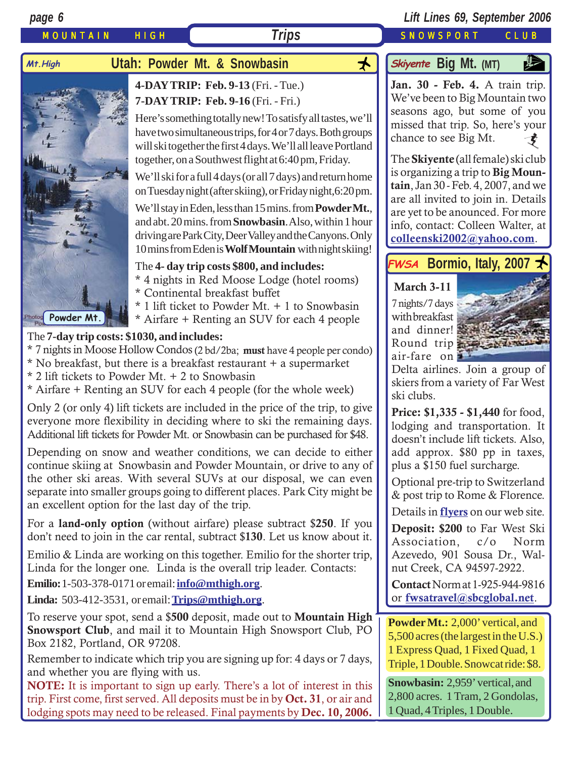MOUNTAIN HIGH — Trips — SNOWSPORT CLUB

## Mt.High — Utah: Powder Mt. & Snowbasin

Photo: Powder Mt.

**4-DAY TRIP: Feb. 9-13** (Fri. - Tue.)
**7-DAY TRIP: Feb. 9-16** (Fri. - Fri.)

Here's something totally new! To satisfy all tastes, we'll have two simultaneous trips, for 4 or 7 days. Both groups will ski together the first 4 days. We'll all leave Portland together, on a Southwest flight at 6:40 pm, Friday.

We'll ski for a full 4 days (or all 7 days) and return home on Tuesday night (after skiing), or Friday night, 6:20 pm.

We'll stay in Eden, less than 15 mins. from **Powder Mt.**, and abt. 20 mins. from **Snowbasin**. Also, within 1 hour driving are Park City, Deer Valley and the Canyons. Only 10 mins from Eden is **Wolf Mountain** with night skiing!

The **4- day trip costs $800, and includes:**

* 4 nights in Red Moose Lodge (hotel rooms)
* Continental breakfast buffet
* 1 lift ticket to Powder Mt. + 1 to Snowbasin
* Airfare + Renting an SUV for each 4 people

The **7-day trip costs: $1030, and includes:**

* 7 nights in Moose Hollow Condos (2 bd/2ba; **must** have 4 people per condo)
* No breakfast, but there is a breakfast restaurant + a supermarket
* 2 lift tickets to Powder Mt. + 2 to Snowbasin
* Airfare + Renting an SUV for each 4 people (for the whole week)

Only 2 (or only 4) lift tickets are included in the price of the trip, to give everyone more flexibility in deciding where to ski the remaining days. Additional lift tickets for Powder Mt. or Snowbasin can be purchased for $48.

Depending on snow and weather conditions, we can decide to either continue skiing at Snowbasin and Powder Mountain, or drive to any of the other ski areas. With several SUVs at our disposal, we can even separate into smaller groups going to different places. Park City might be an excellent option for the last day of the trip.

For a **land-only option** (without airfare) please subtract $**250**. If you don't need to join in the car rental, subtract $**130**. Let us know about it.

Emilio & Linda are working on this together. Emilio for the shorter trip, Linda for the longer one. Linda is the overall trip leader. Contacts:

**Emilio:** 1-503-378-0171 or email: **info@mthigh.org**.

**Linda:** 503-412-3531, or email: **Trips@mthigh.org**.

To reserve your spot, send a $**500** deposit, made out to **Mountain High Snowsport Club**, and mail it to Mountain High Snowsport Club, PO Box 2182, Portland, OR 97208.

Remember to indicate which trip you are signing up for: 4 days or 7 days, and whether you are flying with us.

**NOTE:** It is important to sign up early. There's a lot of interest in this trip. First come, first served. All deposits must be in by **Oct. 31**, or air and lodging spots may need to be released. Final payments by **Dec. 10, 2006.**

## Skiyente — Big Mt. (MT)

**Jan. 30 - Feb. 4.** A train trip. We've been to Big Mountain two seasons ago, but some of you missed that trip. So, here's your chance to see Big Mt.

The **Skiyente** (all female) ski club is organizing a trip to **Big Mountain**, Jan 30 - Feb. 4, 2007, and we are all invited to join in. Details are yet to be anounced. For more info, contact: Colleen Walter, at **colleenski2002@yahoo.com**.

## FWSA — Bormio, Italy, 2007

**March 3-11**

7 nights/7 days with breakfast and dinner! Round trip air-fare on Delta airlines. Join a group of skiers from a variety of Far West ski clubs.

**Price: $1,335 - $1,440** for food, lodging and transportation. It doesn't include lift tickets. Also, add approx. $80 pp in taxes, plus a $150 fuel surcharge.

Optional pre-trip to Switzerland & post trip to Rome & Florence.

Details in **flyers** on our web site.

**Deposit: $200** to Far West Ski Association, c/o Norm Azevedo, 901 Sousa Dr., Walnut Creek, CA 94597-2922.

**Contact** Norm at 1-925-944-9816 or **fwsatravel@sbcglobal.net**.

**Powder Mt.:** 2,000' vertical, and 5,500 acres (the largest in the U.S.) 1 Express Quad, 1 Fixed Quad, 1 Triple, 1 Double. Snowcat ride: $8.

**Snowbasin:** 2,959' vertical, and 2,800 acres. 1 Tram, 2 Gondolas, 1 Quad, 4 Triples, 1 Double.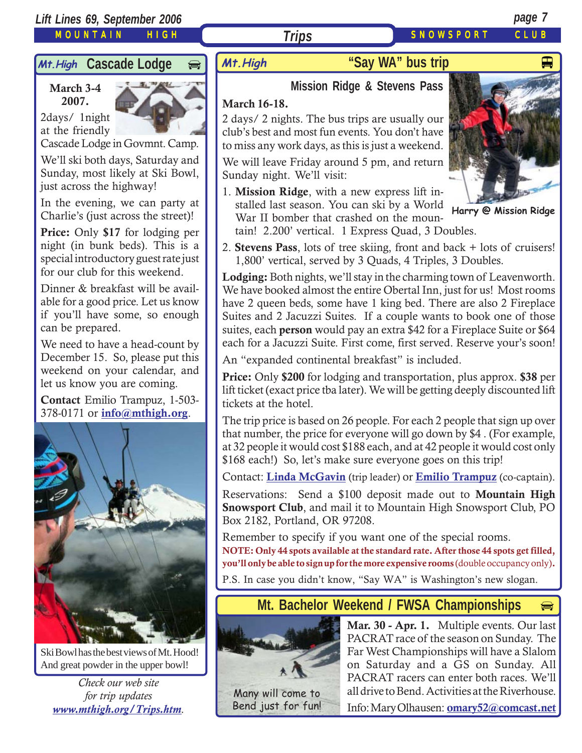## Mt.High Cascade Lodge

**March 3-4 2007.**

2days/ 1night at the friendly Cascade Lodge in Govmnt. Camp.

We'll ski both days, Saturday and Sunday, most likely at Ski Bowl, just across the highway!

In the evening, we can party at Charlie's (just across the street)!

**Price:** Only **$17** for lodging per night (in bunk beds). This is a special introductory guest rate just for our club for this weekend.

Dinner & breakfast will be available for a good price. Let us know if you'll have some, so enough can be prepared.

We need to have a head-count by December 15. So, please put this weekend on your calendar, and let us know you are coming.

**Contact** Emilio Trampuz, 1-503-378-0171 or **info@mthigh.org**.

Ski Bowl has the best views of Mt. Hood! And great powder in the upper bowl!

*Check our web site for trip updates*
*www.mthigh.org/Trips.htm.*

## Mt.High "Say WA" bus trip

### Mission Ridge & Stevens Pass

**March 16-18.**

2 days/ 2 nights. The bus trips are usually our club's best and most fun events. You don't have to miss any work days, as this is just a weekend.

We will leave Friday around 5 pm, and return Sunday night. We'll visit:

1. **Mission Ridge**, with a new express lift installed last season. You can ski by a World War II bomber that crashed on the mountain! 2.200' vertical. 1 Express Quad, 3 Doubles.
2. **Stevens Pass**, lots of tree skiing, front and back + lots of cruisers! 1,800' vertical, served by 3 Quads, 4 Triples, 3 Doubles.

Harry @ Mission Ridge

**Lodging:** Both nights, we'll stay in the charming town of Leavenworth. We have booked almost the entire Obertal Inn, just for us! Most rooms have 2 queen beds, some have 1 king bed. There are also 2 Fireplace Suites and 2 Jacuzzi Suites. If a couple wants to book one of those suites, each **person** would pay an extra $42 for a Fireplace Suite or $64 each for a Jacuzzi Suite. First come, first served. Reserve your's soon!

An "expanded continental breakfast" is included.

**Price:** Only **$200** for lodging and transportation, plus approx. **$38** per lift ticket (exact price tba later). We will be getting deeply discounted lift tickets at the hotel.

The trip price is based on 26 people. For each 2 people that sign up over that number, the price for everyone will go down by $4 . (For example, at 32 people it would cost $188 each, and at 42 people it would cost only $168 each!) So, let's make sure everyone goes on this trip!

Contact: **Linda McGavin** (trip leader) or **Emilio Trampuz** (co-captain).

Reservations: Send a $100 deposit made out to **Mountain High Snowsport Club**, and mail it to Mountain High Snowsport Club, PO Box 2182, Portland, OR 97208.

Remember to specify if you want one of the special rooms.

**NOTE: Only 44 spots available at the standard rate. After those 44 spots get filled, you'll only be able to sign up for the more expensive rooms** (double occupancy only)**.**

P.S. In case you didn't know, "Say WA" is Washington's new slogan.

## Mt. Bachelor Weekend / FWSA Championships

Many will come to Bend just for fun!

**Mar. 30 - Apr. 1.** Multiple events. Our last PACRAT race of the season on Sunday. The Far West Championships will have a Slalom on Saturday and a GS on Sunday. All PACRAT racers can enter both races. We'll all drive to Bend. Activities at the Riverhouse.

Info: Mary Olhausen: **omary52@comcast.net**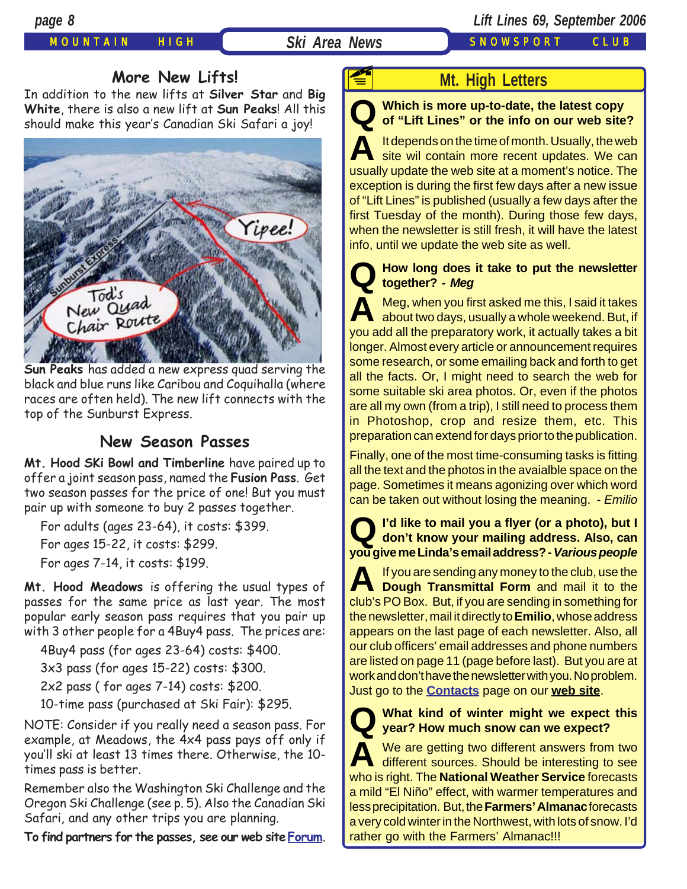## More New Lifts!

In addition to the new lifts at **Silver Star** and **Big White**, there is also a new lift at **Sun Peaks**! All this should make this year's Canadian Ski Safari a joy!

**Sun Peaks** has added a new express quad serving the black and blue runs like Caribou and Coquihalla (where races are often held). The new lift connects with the top of the Sunburst Express.

## New Season Passes

**Mt. Hood SKi Bowl and Timberline** have paired up to offer a joint season pass, named the **Fusion Pass**. Get two season passes for the price of one! But you must pair up with someone to buy 2 passes together.

For adults (ages 23-64), it costs: $399.

For ages 15-22, it costs: $299.

For ages 7-14, it costs: $199.

**Mt. Hood Meadows** is offering the usual types of passes for the same price as last year. The most popular early season pass requires that you pair up with 3 other people for a 4Buy4 pass. The prices are:

4Buy4 pass (for ages 23-64) costs: $400.

3x3 pass (for ages 15-22) costs: $300.

2x2 pass ( for ages 7-14) costs: $200.

10-time pass (purchased at Ski Fair): $295.

NOTE: Consider if you really need a season pass. For example, at Meadows, the 4x4 pass pays off only if you'll ski at least 13 times there. Otherwise, the 10-times pass is better.

Remember also the Washington Ski Challenge and the Oregon Ski Challenge (see p. 5). Also the Canadian Ski Safari, and any other trips you are planning.

**To find partners for the passes, see our web site Forum.**

## Mt. High Letters

**Q Which is more up-to-date, the latest copy of "Lift Lines" or the info on our web site?**

**A** It depends on the time of month. Usually, the web site wil contain more recent updates. We can usually update the web site at a moment's notice. The exception is during the first few days after a new issue of "Lift Lines" is published (usually a few days after the first Tuesday of the month). During those few days, when the newsletter is still fresh, it will have the latest info, until we update the web site as well.

**Q How long does it take to put the newsletter together? - *Meg***

**A** Meg, when you first asked me this, I said it takes about two days, usually a whole weekend. But, if you add all the preparatory work, it actually takes a bit longer. Almost every article or announcement requires some research, or some emailing back and forth to get all the facts. Or, I might need to search the web for some suitable ski area photos. Or, even if the photos are all my own (from a trip), I still need to process them in Photoshop, crop and resize them, etc. This preparation can extend for days prior to the publication.

Finally, one of the most time-consuming tasks is fitting all the text and the photos in the avaialble space on the page. Sometimes it means agonizing over which word can be taken out without losing the meaning. - *Emilio*

**Q I'd like to mail you a flyer (or a photo), but I don't know your mailing address. Also, can you give me Linda's email address? - *Various people***

**A** If you are sending any money to the club, use the **Dough Transmittal Form** and mail it to the club's PO Box. But, if you are sending in something for the newsletter, mail it directly to **Emilio**, whose address appears on the last page of each newsletter. Also, all our club officers' email addresses and phone numbers are listed on page 11 (page before last). But you are at work and don't have the newsletter with you. No problem. Just go to the **Contacts** page on our **web site**.

**Q What kind of winter might we expect this year? How much snow can we expect?**

**A** We are getting two different answers from two different sources. Should be interesting to see who is right. The **National Weather Service** forecasts a mild "El Niño" effect, with warmer temperatures and less precipitation. But, the **Farmers' Almanac** forecasts a very cold winter in the Northwest, with lots of snow. I'd rather go with the Farmers' Almanac!!!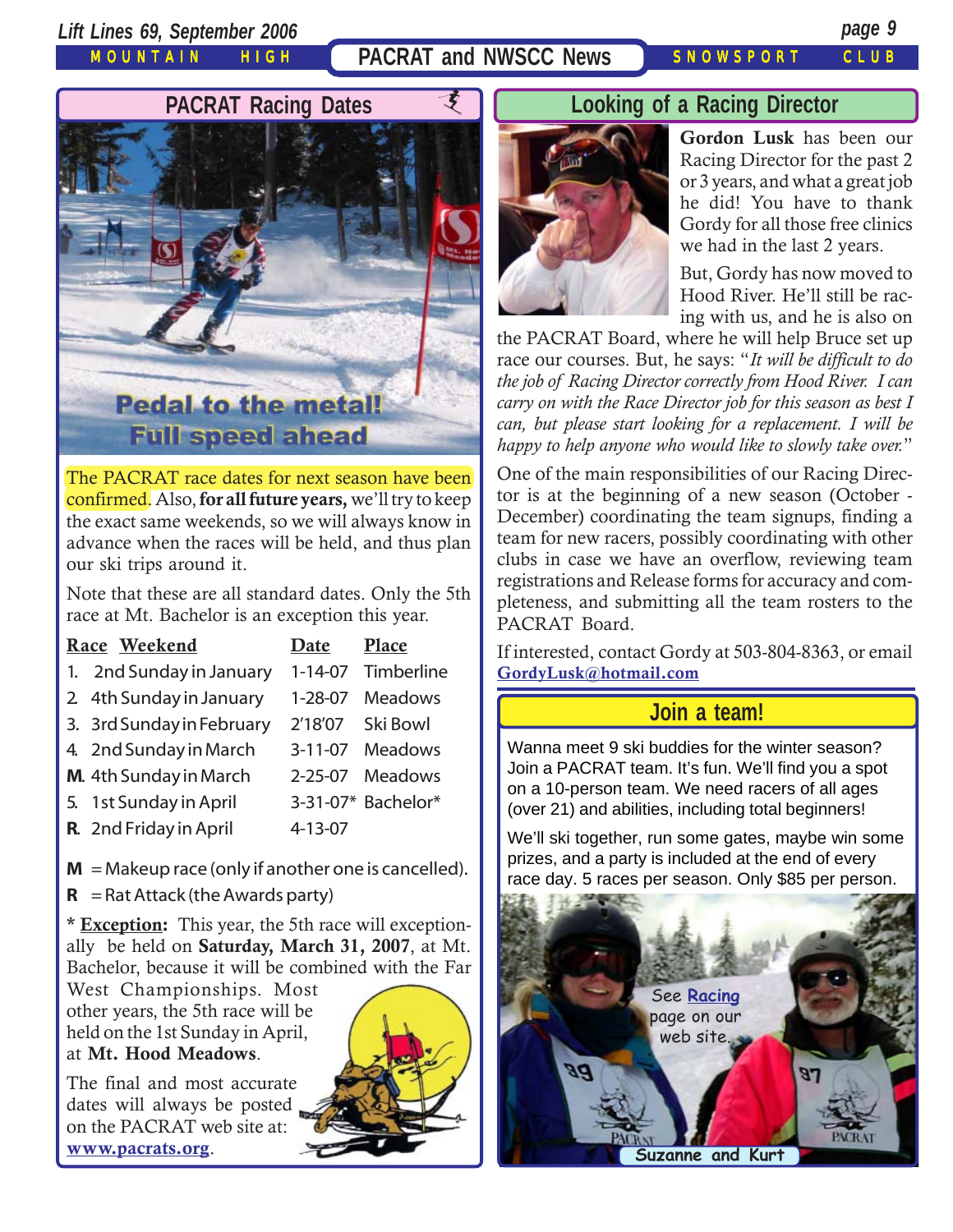## PACRAT and NWSCC News

MOUNTAIN HIGH SNOWSPORT CLUB

### PACRAT Racing Dates

Pedal to the metal!
Full speed ahead

The PACRAT race dates for next season have been confirmed. Also, **for all future years,** we'll try to keep the exact same weekends, so we will always know in advance when the races will be held, and thus plan our ski trips around it.

Note that these are all standard dates. Only the 5th race at Mt. Bachelor is an exception this year.

| Race | Weekend | Date | Place |
|---|---|---|---|
| 1. | 2nd Sunday in January | 1-14-07 | Timberline |
| 2. | 4th Sunday in January | 1-28-07 | Meadows |
| 3. | 3rd Sunday in February | 2'18'07 | Ski Bowl |
| 4. | 2nd Sunday in March | 3-11-07 | Meadows |
| **M.** | 4th Sunday in March | 2-25-07 | Meadows |
| 5. | 1st Sunday in April | 3-31-07* | Bachelor* |
| **R.** | 2nd Friday in April | 4-13-07 | |

**M** = Makeup race (only if another one is cancelled).

**R** = Rat Attack (the Awards party)

* **Exception:** This year, the 5th race will exceptionally be held on **Saturday, March 31, 2007**, at Mt. Bachelor, because it will be combined with the Far West Championships. Most other years, the 5th race will be held on the 1st Sunday in April, at **Mt. Hood Meadows**.

The final and most accurate dates will always be posted on the PACRAT web site at: **www.pacrats.org**.

### Looking of a Racing Director

**Gordon Lusk** has been our Racing Director for the past 2 or 3 years, and what a great job he did! You have to thank Gordy for all those free clinics we had in the last 2 years.

But, Gordy has now moved to Hood River. He'll still be racing with us, and he is also on the PACRAT Board, where he will help Bruce set up race our courses. But, he says: "*It will be difficult to do the job of Racing Director correctly from Hood River. I can carry on with the Race Director job for this season as best I can, but please start looking for a replacement. I will be happy to help anyone who would like to slowly take over.*"

One of the main responsibilities of our Racing Director is at the beginning of a new season (October - December) coordinating the team signups, finding a team for new racers, possibly coordinating with other clubs in case we have an overflow, reviewing team registrations and Release forms for accuracy and completeness, and submitting all the team rosters to the PACRAT Board.

If interested, contact Gordy at 503-804-8363, or email **GordyLusk@hotmail.com**

### Join a team!

Wanna meet 9 ski buddies for the winter season? Join a PACRAT team. It's fun. We'll find you a spot on a 10-person team. We need racers of all ages (over 21) and abilities, including total beginners!

We'll ski together, run some gates, maybe win some prizes, and a party is included at the end of every race day. 5 races per season. Only $85 per person.

See Racing page on our web site.

Suzanne and Kurt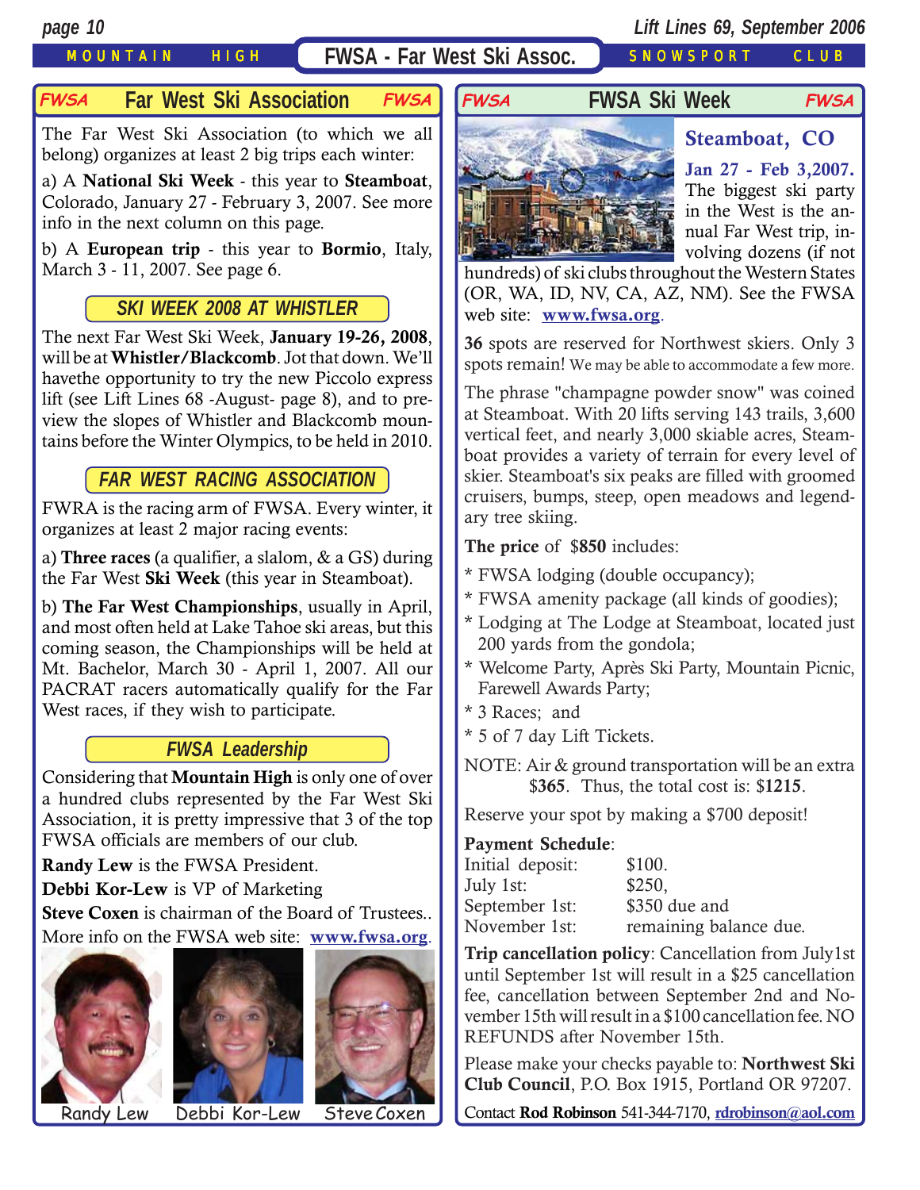# FWSA - Far West Ski Assoc.

## Far West Ski Association

The Far West Ski Association (to which we all belong) organizes at least 2 big trips each winter:

a) A **National Ski Week** - this year to **Steamboat**, Colorado, January 27 - February 3, 2007. See more info in the next column on this page.

b) A **European trip** - this year to **Bormio**, Italy, March 3 - 11, 2007. See page 6.

### SKI WEEK 2008 AT WHISTLER

The next Far West Ski Week, **January 19-26, 2008**, will be at **Whistler/Blackcomb**. Jot that down. We'll havethe opportunity to try the new Piccolo express lift (see Lift Lines 68 -August- page 8), and to preview the slopes of Whistler and Blackcomb mountains before the Winter Olympics, to be held in 2010.

### FAR WEST RACING ASSOCIATION

FWRA is the racing arm of FWSA. Every winter, it organizes at least 2 major racing events:

a) **Three races** (a qualifier, a slalom, & a GS) during the Far West **Ski Week** (this year in Steamboat).

b) **The Far West Championships**, usually in April, and most often held at Lake Tahoe ski areas, but this coming season, the Championships will be held at Mt. Bachelor, March 30 - April 1, 2007. All our PACRAT racers automatically qualify for the Far West races, if they wish to participate.

### FWSA Leadership

Considering that **Mountain High** is only one of over a hundred clubs represented by the Far West Ski Association, it is pretty impressive that 3 of the top FWSA officials are members of our club.

**Randy Lew** is the FWSA President.

**Debbi Kor-Lew** is VP of Marketing

**Steve Coxen** is chairman of the Board of Trustees..

More info on the FWSA web site: **www.fwsa.org**.

Randy Lew    Debbi Kor-Lew    Steve Coxen

## FWSA Ski Week

### Steamboat, CO

**Jan 27 - Feb 3,2007.**

The biggest ski party in the West is the annual Far West trip, involving dozens (if not hundreds) of ski clubs throughout the Western States (OR, WA, ID, NV, CA, AZ, NM). See the FWSA web site: **www.fwsa.org**.

**36** spots are reserved for Northwest skiers. Only 3 spots remain! We may be able to accommodate a few more.

The phrase "champagne powder snow" was coined at Steamboat. With 20 lifts serving 143 trails, 3,600 vertical feet, and nearly 3,000 skiable acres, Steamboat provides a variety of terrain for every level of skier. Steamboat's six peaks are filled with groomed cruisers, bumps, steep, open meadows and legendary tree skiing.

**The price** of $**850** includes:

* FWSA lodging (double occupancy);
* FWSA amenity package (all kinds of goodies);
* Lodging at The Lodge at Steamboat, located just 200 yards from the gondola;
* Welcome Party, Après Ski Party, Mountain Picnic, Farewell Awards Party;
* 3 Races; and
* 5 of 7 day Lift Tickets.

NOTE: Air & ground transportation will be an extra $**365**. Thus, the total cost is: $**1215**.

Reserve your spot by making a $700 deposit!

**Payment Schedule**:

| | |
|---|---|
| Initial deposit: | $100. |
| July 1st: | $250, |
| September 1st: | $350 due and |
| November 1st: | remaining balance due. |

**Trip cancellation policy**: Cancellation from July1st until September 1st will result in a $25 cancellation fee, cancellation between September 2nd and November 15th will result in a $100 cancellation fee. NO REFUNDS after November 15th.

Please make your checks payable to: **Northwest Ski Club Council**, P.O. Box 1915, Portland OR 97207.

Contact **Rod Robinson** 541-344-7170, **rdrobinson@aol.com**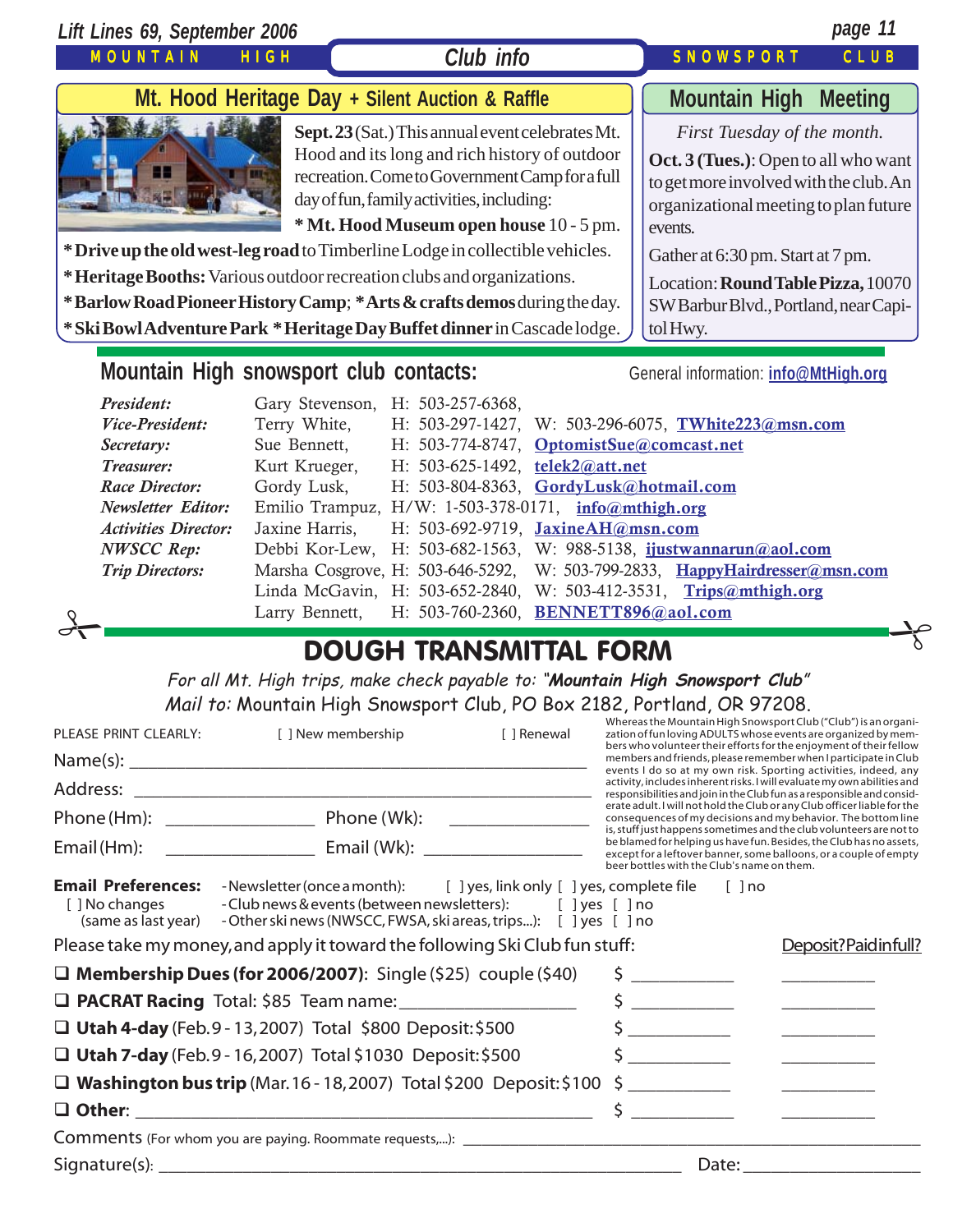## Mt. Hood Heritage Day + Silent Auction & Raffle

**Sept. 23** (Sat.) This annual event celebrates Mt. Hood and its long and rich history of outdoor recreation. Come to Government Camp for a full day of fun, family activities, including:

* **Mt. Hood Museum open house** 10 - 5 pm.
* **Drive up the old west-leg road** to Timberline Lodge in collectible vehicles.
* **Heritage Booths:** Various outdoor recreation clubs and organizations.
* **Barlow Road Pioneer History Camp**; * **Arts & crafts demos** during the day.
* **Ski Bowl Adventure Park** * **Heritage Day Buffet dinner** in Cascade lodge.

## Mountain High Meeting

*First Tuesday of the month.*

**Oct. 3 (Tues.)**: Open to all who want to get more involved with the club. An organizational meeting to plan future events.

Gather at 6:30 pm. Start at 7 pm.

Location: **Round Table Pizza,** 10070 SW Barbur Blvd., Portland, near Capitol Hwy.

## Mountain High snowsport club contacts:

General information: info@MtHigh.org

| | | | | |
|---|---|---|---|---|
| *President:* | Gary Stevenson, | H: 503-257-6368, | | |
| *Vice-President:* | Terry White, | H: 503-297-1427, | W: 503-296-6075, | TWhite223@msn.com |
| *Secretary:* | Sue Bennett, | H: 503-774-8747, | | OptomistSue@comcast.net |
| *Treasurer:* | Kurt Krueger, | H: 503-625-1492, | | telek2@att.net |
| *Race Director:* | Gordy Lusk, | H: 503-804-8363, | | GordyLusk@hotmail.com |
| *Newsletter Editor:* | Emilio Trampuz, | H/W: 1-503-378-0171, | | info@mthigh.org |
| *Activities Director:* | Jaxine Harris, | H: 503-692-9719, | | JaxineAH@msn.com |
| *NWSCC Rep:* | Debbi Kor-Lew, | H: 503-682-1563, | W: 988-5138, | ijustwannarun@aol.com |
| *Trip Directors:* | Marsha Cosgrove, | H: 503-646-5292, | W: 503-799-2833, | HappyHairdresser@msn.com |
| | Linda McGavin, | H: 503-652-2840, | W: 503-412-3531, | Trips@mthigh.org |
| | Larry Bennett, | H: 503-760-2360, | | BENNETT896@aol.com |

# DOUGH TRANSMITTAL FORM

*For all Mt. High trips, make check payable to: "**Mountain High Snowsport Club**"*

*Mail to:* Mountain High Snowsport Club, PO Box 2182, Portland, OR 97208.

PLEASE PRINT CLEARLY: [ ] New membership [ ] Renewal

Name(s): ______________________________

Address: ______________________________

Phone (Hm): ______________ Phone (Wk): ______________

Email (Hm): ______________ Email (Wk): ______________

Whereas the Mountain High Snowsport Club ("Club") is an organization of fun loving ADULTS whose events are organized by members who volunteer their efforts for the enjoyment of their fellow members and friends, please remember when I participate in Club events I do so at my own risk. Sporting activities, indeed, any activity, includes inherent risks. I will evaluate my own abilities and responsibilities and join in the Club fun as a responsible and considerate adult. I will not hold the Club or any Club officer liable for the consequences of my decisions and my behavior. The bottom line is, stuff just happens sometimes and the club volunteers are not to be blamed for helping us have fun. Besides, the Club has no assets, except for a leftover banner, some balloons, or a couple of empty beer bottles with the Club's name on them.

**Email Preferences:**
[ ] No changes (same as last year)

- Newsletter (once a month): [ ] yes, link only [ ] yes, complete file [ ] no
- Club news & events (between newsletters): [ ] yes [ ] no
- Other ski news (NWSCC, FWSA, ski areas, trips...): [ ] yes [ ] no

Please take my money, and apply it toward the following Ski Club fun stuff:

| | | Deposit? Paid in full? |
|---|---|---|
| ❑ **Membership Dues (for 2006/2007)**: Single ($25) couple ($40) | $ ________ | ________ |
| ❑ **PACRAT Racing** Total: $85 Team name: ______________ | $ ________ | ________ |
| ❑ **Utah 4-day** (Feb. 9 - 13, 2007) Total $800 Deposit: $500 | $ ________ | ________ |
| ❑ **Utah 7-day** (Feb. 9 - 16, 2007) Total $1030 Deposit: $500 | $ ________ | ________ |
| ❑ **Washington bus trip** (Mar. 16 - 18, 2007) Total $200 Deposit: $100 | $ ________ | ________ |
| ❑ **Other**: ______________________ | $ ________ | ________ |

Comments (For whom you are paying. Roommate requests,...): ______________________________

Signature(s): ______________________________ Date: ______________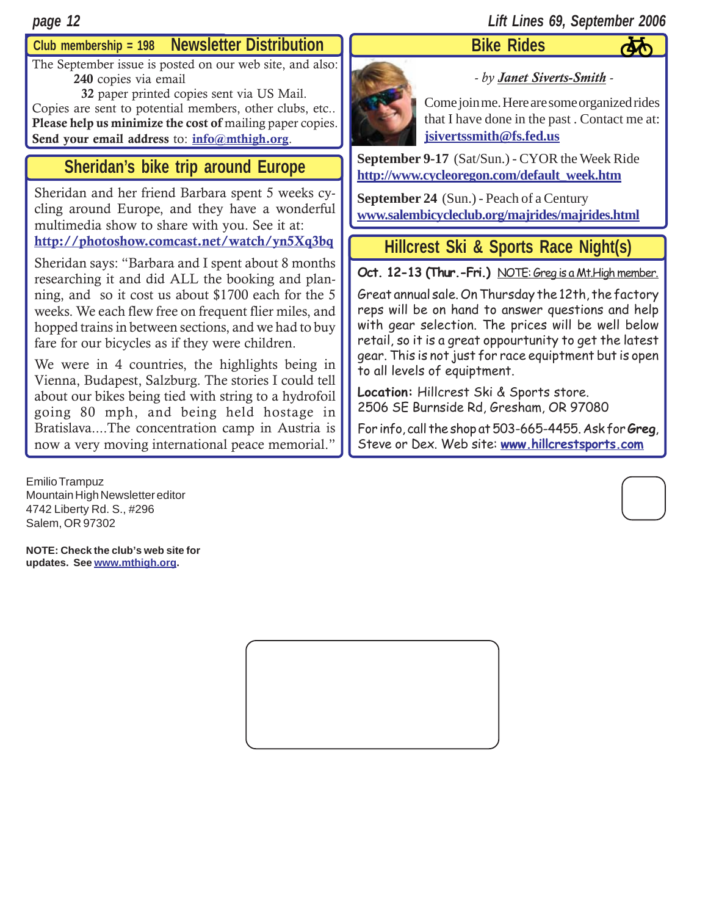## Newsletter Distribution

**Club membership = 198**

The September issue is posted on our web site, and also:

**240** copies via email

**32** paper printed copies sent via US Mail.

Copies are sent to potential members, other clubs, etc.. **Please help us minimize the cost of** mailing paper copies. **Send your email address** to: **info@mthigh.org**.

## Sheridan's bike trip around Europe

Sheridan and her friend Barbara spent 5 weeks cycling around Europe, and they have a wonderful multimedia show to share with you. See it at: **http://photoshow.comcast.net/watch/yn5Xq3bq**

Sheridan says: "Barbara and I spent about 8 months researching it and did ALL the booking and planning, and so it cost us about $1700 each for the 5 weeks. We each flew free on frequent flier miles, and hopped trains in between sections, and we had to buy fare for our bicycles as if they were children.

We were in 4 countries, the highlights being in Vienna, Budapest, Salzburg. The stories I could tell about our bikes being tied with string to a hydrofoil going 80 mph, and being held hostage in Bratislava....The concentration camp in Austria is now a very moving international peace memorial."

## Bike Rides

*- by **Janet Siverts-Smith** -*

Come join me. Here are some organized rides that I have done in the past . Contact me at: **jsivertssmith@fs.fed.us**

**September 9-17** (Sat/Sun.) - CYOR the Week Ride
**http://www.cycleoregon.com/default_week.htm**

**September 24** (Sun.) - Peach of a Century
**www.salembicycleclub.org/majrides/majrides.html**

## Hillcrest Ski & Sports Race Night(s)

**Oct. 12-13 (Thur.-Fri.)** NOTE: Greg is a Mt.High member.

Great annual sale. On Thursday the 12th, the factory reps will be on hand to answer questions and help with gear selection. The prices will be well below retail, so it is a great oppourtunity to get the latest gear. This is not just for race equiptment but is open to all levels of equipment.

**Location:** Hillcrest Ski & Sports store.
2506 SE Burnside Rd, Gresham, OR 97080

For info, call the shop at 503-665-4455. Ask for **Greg**, Steve or Dex. Web site: **www.hillcrestsports.com**

Emilio Trampuz
Mountain High Newsletter editor
4742 Liberty Rd. S., #296
Salem, OR 97302

**NOTE: Check the club's web site for updates. See www.mthigh.org.**